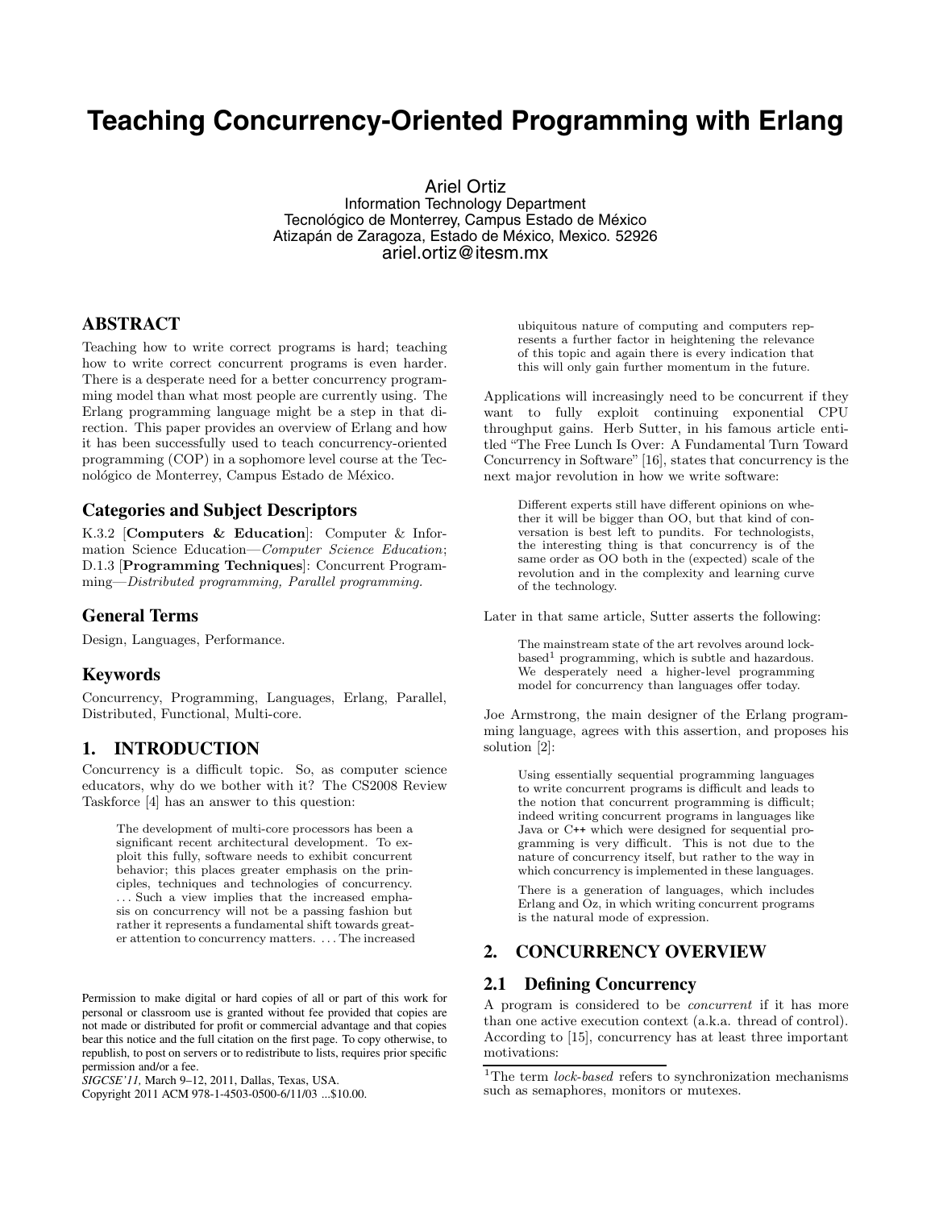# Teaching Concurrency-Oriented Programming with Erlang

Ariel Ortiz
Information Technology Department
Tecnológico de Monterrey, Campus Estado de México
Atizapán de Zaragoza, Estado de México, Mexico. 52926
ariel.ortiz@itesm.mx

## ABSTRACT

Teaching how to write correct programs is hard; teaching how to write correct concurrent programs is even harder. There is a desperate need for a better concurrency programming model than what most people are currently using. The Erlang programming language might be a step in that direction. This paper provides an overview of Erlang and how it has been successfully used to teach concurrency-oriented programming (COP) in a sophomore level course at the Tecnológico de Monterrey, Campus Estado de México.

## Categories and Subject Descriptors

K.3.2 [**Computers & Education**]: Computer & Information Science Education—*Computer Science Education*; D.1.3 [**Programming Techniques**]: Concurrent Programming—*Distributed programming, Parallel programming.*

## General Terms

Design, Languages, Performance.

## Keywords

Concurrency, Programming, Languages, Erlang, Parallel, Distributed, Functional, Multi-core.

## 1. INTRODUCTION

Concurrency is a difficult topic. So, as computer science educators, why do we bother with it? The CS2008 Review Taskforce [4] has an answer to this question:

> The development of multi-core processors has been a significant recent architectural development. To exploit this fully, software needs to exhibit concurrent behavior; this places greater emphasis on the principles, techniques and technologies of concurrency. . . . Such a view implies that the increased emphasis on concurrency will not be a passing fashion but rather it represents a fundamental shift towards greater attention to concurrency matters. . . . The increased ubiquitous nature of computing and computers represents a further factor in heightening the relevance of this topic and again there is every indication that this will only gain further momentum in the future.

Applications will increasingly need to be concurrent if they want to fully exploit continuing exponential CPU throughput gains. Herb Sutter, in his famous article entitled "The Free Lunch Is Over: A Fundamental Turn Toward Concurrency in Software" [16], states that concurrency is the next major revolution in how we write software:

> Different experts still have different opinions on whether it will be bigger than OO, but that kind of conversation is best left to pundits. For technologists, the interesting thing is that concurrency is of the same order as OO both in the (expected) scale of the revolution and in the complexity and learning curve of the technology.

Later in that same article, Sutter asserts the following:

> The mainstream state of the art revolves around lock-based[1] programming, which is subtle and hazardous. We desperately need a higher-level programming model for concurrency than languages offer today.

Joe Armstrong, the main designer of the Erlang programming language, agrees with this assertion, and proposes his solution [2]:

> Using essentially sequential programming languages to write concurrent programs is difficult and leads to the notion that concurrent programming is difficult; indeed writing concurrent programs in languages like Java or C++ which were designed for sequential programming is very difficult. This is not due to the nature of concurrency itself, but rather to the way in which concurrency is implemented in these languages.
>
> There is a generation of languages, which includes Erlang and Oz, in which writing concurrent programs is the natural mode of expression.

## 2. CONCURRENCY OVERVIEW

### 2.1 Defining Concurrency

A program is considered to be *concurrent* if it has more than one active execution context (a.k.a. thread of control). According to [15], concurrency has at least three important motivations:

[1]The term *lock-based* refers to synchronization mechanisms such as semaphores, monitors or mutexes.

Permission to make digital or hard copies of all or part of this work for personal or classroom use is granted without fee provided that copies are not made or distributed for profit or commercial advantage and that copies bear this notice and the full citation on the first page. To copy otherwise, to republish, to post on servers or to redistribute to lists, requires prior specific permission and/or a fee.
*SIGCSE'11,* March 9–12, 2011, Dallas, Texas, USA.
Copyright 2011 ACM 978-1-4503-0500-6/11/03 ...$10.00.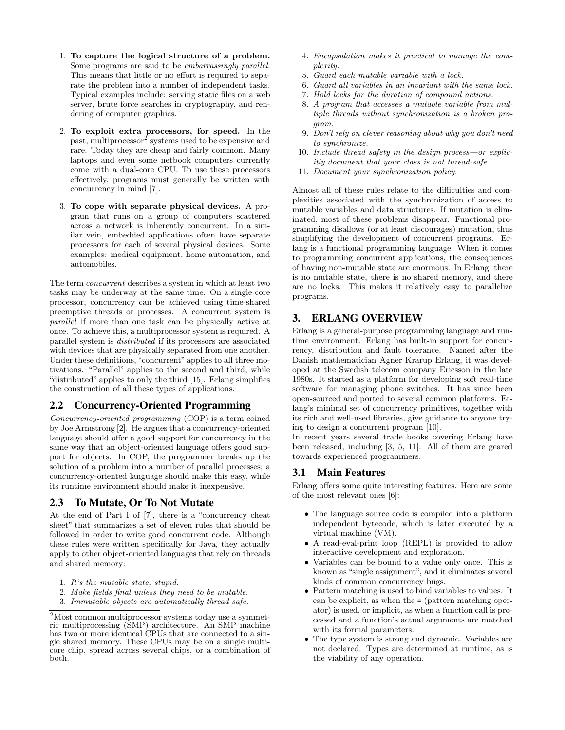1. **To capture the logical structure of a problem.** Some programs are said to be *embarrassingly parallel*. This means that little or no effort is required to separate the problem into a number of independent tasks. Typical examples include: serving static files on a web server, brute force searches in cryptography, and rendering of computer graphics.

2. **To exploit extra processors, for speed.** In the past, multiprocessor[2] systems used to be expensive and rare. Today they are cheap and fairly common. Many laptops and even some netbook computers currently come with a dual-core CPU. To use these processors effectively, programs must generally be written with concurrency in mind [7].

3. **To cope with separate physical devices.** A program that runs on a group of computers scattered across a network is inherently concurrent. In a similar vein, embedded applications often have separate processors for each of several physical devices. Some examples: medical equipment, home automation, and automobiles.

The term *concurrent* describes a system in which at least two tasks may be underway at the same time. On a single core processor, concurrency can be achieved using time-shared preemptive threads or processes. A concurrent system is *parallel* if more than one task can be physically active at once. To achieve this, a multiprocessor system is required. A parallel system is *distributed* if its processors are associated with devices that are physically separated from one another. Under these definitions, "concurrent" applies to all three motivations. "Parallel" applies to the second and third, while "distributed" applies to only the third [15]. Erlang simplifies the construction of all these types of applications.

## 2.2 Concurrency-Oriented Programming

*Concurrency-oriented programming* (COP) is a term coined by Joe Armstrong [2]. He argues that a concurrency-oriented language should offer a good support for concurrency in the same way that an object-oriented language offers good support for objects. In COP, the programmer breaks up the solution of a problem into a number of parallel processes; a concurrency-oriented language should make this easy, while its runtime environment should make it inexpensive.

## 2.3 To Mutate, Or To Not Mutate

At the end of Part I of [7], there is a "concurrency cheat sheet" that summarizes a set of eleven rules that should be followed in order to write good concurrent code. Although these rules were written specifically for Java, they actually apply to other object-oriented languages that rely on threads and shared memory:

1. *It's the mutable state, stupid.*
2. *Make fields final unless they need to be mutable.*
3. *Immutable objects are automatically thread-safe.*
4. *Encapsulation makes it practical to manage the complexity.*
5. *Guard each mutable variable with a lock.*
6. *Guard all variables in an invariant with the same lock.*
7. *Hold locks for the duration of compound actions.*
8. *A program that accesses a mutable variable from multiple threads without synchronization is a broken program.*
9. *Don't rely on clever reasoning about why you don't need to synchronize.*
10. *Include thread safety in the design process—or explicitly document that your class is not thread-safe.*
11. *Document your synchronization policy.*

Almost all of these rules relate to the difficulties and complexities associated with the synchronization of access to mutable variables and data structures. If mutation is eliminated, most of these problems disappear. Functional programming disallows (or at least discourages) mutation, thus simplifying the development of concurrent programs. Erlang is a functional programming language. When it comes to programming concurrent applications, the consequences of having non-mutable state are enormous. In Erlang, there is no mutable state, there is no shared memory, and there are no locks. This makes it relatively easy to parallelize programs.

# 3. ERLANG OVERVIEW

Erlang is a general-purpose programming language and runtime environment. Erlang has built-in support for concurrency, distribution and fault tolerance. Named after the Danish mathematician Agner Krarup Erlang, it was developed at the Swedish telecom company Ericsson in the late 1980s. It started as a platform for developing soft real-time software for managing phone switches. It has since been open-sourced and ported to several common platforms. Erlang's minimal set of concurrency primitives, together with its rich and well-used libraries, give guidance to anyone trying to design a concurrent program [10].

In recent years several trade books covering Erlang have been released, including [3, 5, 11]. All of them are geared towards experienced programmers.

## 3.1 Main Features

Erlang offers some quite interesting features. Here are some of the most relevant ones [6]:

- The language source code is compiled into a platform independent bytecode, which is later executed by a virtual machine (VM).
- A read-eval-print loop (REPL) is provided to allow interactive development and exploration.
- Variables can be bound to a value only once. This is known as "single assignment", and it eliminates several kinds of common concurrency bugs.
- Pattern matching is used to bind variables to values. It can be explicit, as when the `=` (pattern matching operator) is used, or implicit, as when a function call is processed and a function's actual arguments are matched with its formal parameters.
- The type system is strong and dynamic. Variables are not declared. Types are determined at runtime, as is the viability of any operation.

[2] Most common multiprocessor systems today use a symmetric multiprocessing (SMP) architecture. An SMP machine has two or more identical CPUs that are connected to a single shared memory. These CPUs may be on a single multicore chip, spread across several chips, or a combination of both.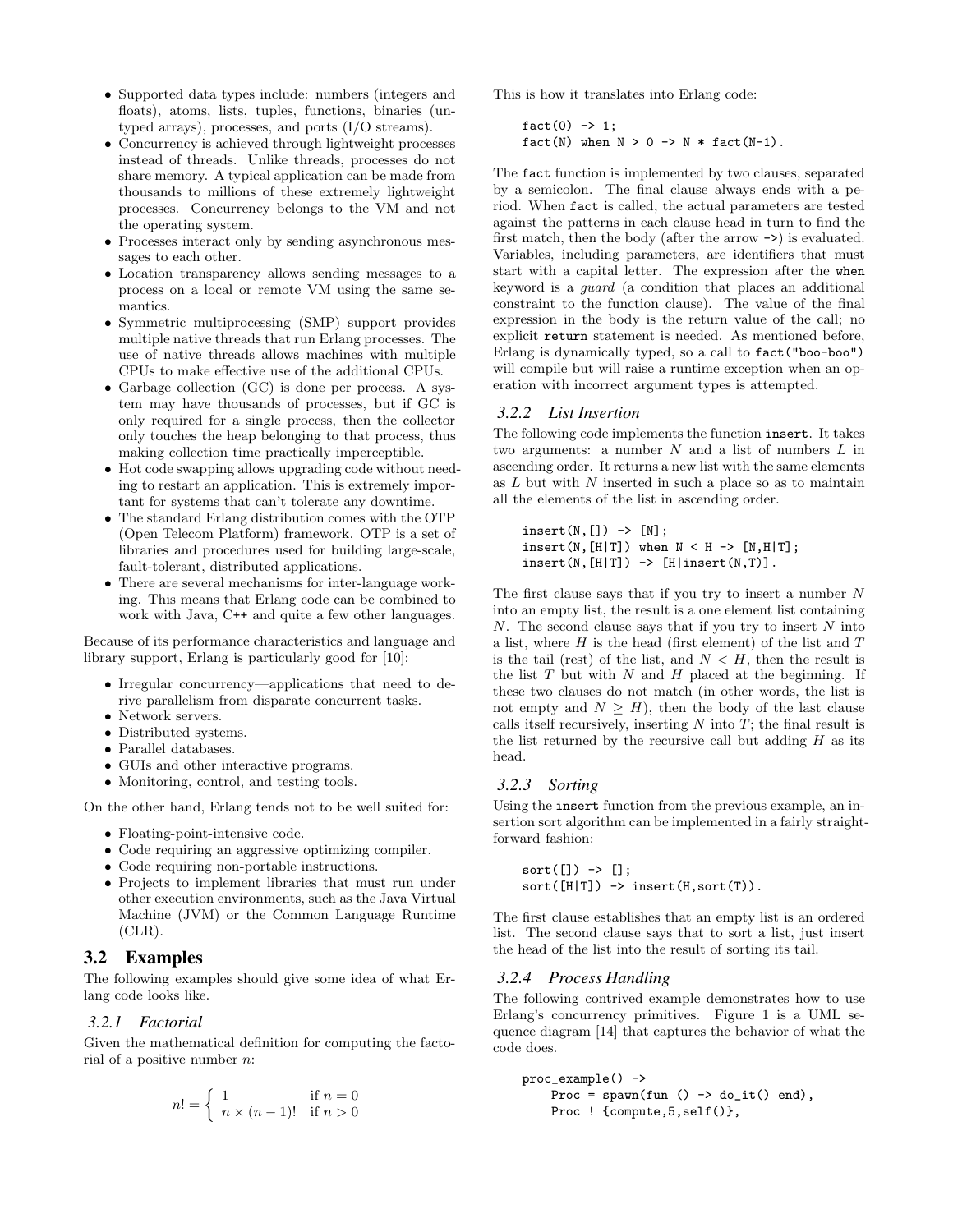- Supported data types include: numbers (integers and floats), atoms, lists, tuples, functions, binaries (untyped arrays), processes, and ports (I/O streams).
- Concurrency is achieved through lightweight processes instead of threads. Unlike threads, processes do not share memory. A typical application can be made from thousands to millions of these extremely lightweight processes. Concurrency belongs to the VM and not the operating system.
- Processes interact only by sending asynchronous messages to each other.
- Location transparency allows sending messages to a process on a local or remote VM using the same semantics.
- Symmetric multiprocessing (SMP) support provides multiple native threads that run Erlang processes. The use of native threads allows machines with multiple CPUs to make effective use of the additional CPUs.
- Garbage collection (GC) is done per process. A system may have thousands of processes, but if GC is only required for a single process, then the collector only touches the heap belonging to that process, thus making collection time practically imperceptible.
- Hot code swapping allows upgrading code without needing to restart an application. This is extremely important for systems that can't tolerate any downtime.
- The standard Erlang distribution comes with the OTP (Open Telecom Platform) framework. OTP is a set of libraries and procedures used for building large-scale, fault-tolerant, distributed applications.
- There are several mechanisms for inter-language working. This means that Erlang code can be combined to work with Java, C++ and quite a few other languages.

Because of its performance characteristics and language and library support, Erlang is particularly good for [10]:

- Irregular concurrency—applications that need to derive parallelism from disparate concurrent tasks.
- Network servers.
- Distributed systems.
- Parallel databases.
- GUIs and other interactive programs.
- Monitoring, control, and testing tools.

On the other hand, Erlang tends not to be well suited for:

- Floating-point-intensive code.
- Code requiring an aggressive optimizing compiler.
- Code requiring non-portable instructions.
- Projects to implement libraries that must run under other execution environments, such as the Java Virtual Machine (JVM) or the Common Language Runtime (CLR).

## 3.2 Examples

The following examples should give some idea of what Erlang code looks like.

### 3.2.1 Factorial

Given the mathematical definition for computing the factorial of a positive number $n$:

$$n! = \begin{cases} 1 & \text{if } n = 0 \\ n \times (n-1)! & \text{if } n > 0 \end{cases}$$

This is how it translates into Erlang code:

```
fact(0) -> 1;
fact(N) when N > 0 -> N * fact(N-1).
```

The `fact` function is implemented by two clauses, separated by a semicolon. The final clause always ends with a period. When `fact` is called, the actual parameters are tested against the patterns in each clause head in turn to find the first match, then the body (after the arrow `->`) is evaluated. Variables, including parameters, are identifiers that must start with a capital letter. The expression after the `when` keyword is a *guard* (a condition that places an additional constraint to the function clause). The value of the final expression in the body is the return value of the call; no explicit `return` statement is needed. As mentioned before, Erlang is dynamically typed, so a call to `fact("boo-boo")` will compile but will raise a runtime exception when an operation with incorrect argument types is attempted.

### 3.2.2 List Insertion

The following code implements the function `insert`. It takes two arguments: a number $N$ and a list of numbers $L$ in ascending order. It returns a new list with the same elements as $L$ but with $N$ inserted in such a place so as to maintain all the elements of the list in ascending order.

```
insert(N,[]) -> [N];
insert(N,[H|T]) when N < H -> [N,H|T];
insert(N,[H|T]) -> [H|insert(N,T)].
```

The first clause says that if you try to insert a number $N$ into an empty list, the result is a one element list containing $N$. The second clause says that if you try to insert $N$ into a list, where $H$ is the head (first element) of the list and $T$ is the tail (rest) of the list, and $N < H$, then the result is the list $T$ but with $N$ and $H$ placed at the beginning. If these two clauses do not match (in other words, the list is not empty and $N \geq H$), then the body of the last clause calls itself recursively, inserting $N$ into $T$; the final result is the list returned by the recursive call but adding $H$ as its head.

### 3.2.3 Sorting

Using the `insert` function from the previous example, an insertion sort algorithm can be implemented in a fairly straightforward fashion:

```
sort([]) -> [];
sort([H|T]) -> insert(H,sort(T)).
```

The first clause establishes that an empty list is an ordered list. The second clause says that to sort a list, just insert the head of the list into the result of sorting its tail.

### 3.2.4 Process Handling

The following contrived example demonstrates how to use Erlang's concurrency primitives. Figure 1 is a UML sequence diagram [14] that captures the behavior of what the code does.

```
proc_example() ->
    Proc = spawn(fun () -> do_it() end),
    Proc ! {compute,5,self()},
```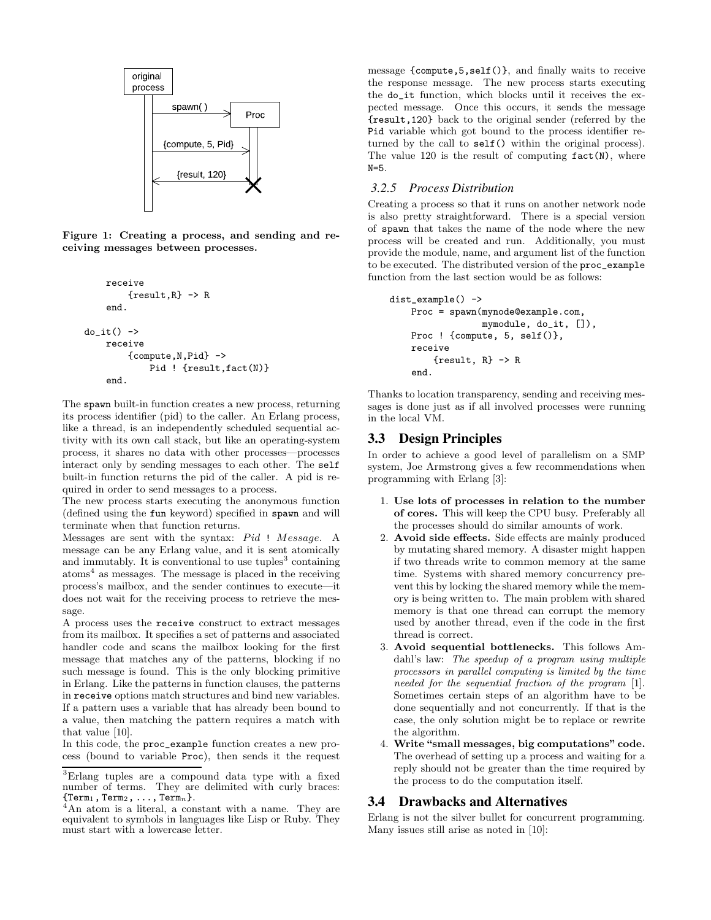Figure 1: Creating a process, and sending and receiving messages between processes.

```
        receive
            {result,R} -> R
        end.

do_it() ->
    receive
        {compute,N,Pid} ->
            Pid ! {result,fact(N)}
    end.
```

The spawn built-in function creates a new process, returning its process identifier (pid) to the caller. An Erlang process, like a thread, is an independently scheduled sequential activity with its own call stack, but like an operating-system process, it shares no data with other processes—processes interact only by sending messages to each other. The self built-in function returns the pid of the caller. A pid is required in order to send messages to a process.

The new process starts executing the anonymous function (defined using the fun keyword) specified in spawn and will terminate when that function returns.

Messages are sent with the syntax: *Pid* ! *Message*. A message can be any Erlang value, and it is sent atomically and immutably. It is conventional to use tuples[3] containing atoms[4] as messages. The message is placed in the receiving process's mailbox, and the sender continues to execute—it does not wait for the receiving process to retrieve the message.

A process uses the receive construct to extract messages from its mailbox. It specifies a set of patterns and associated handler code and scans the mailbox looking for the first message that matches any of the patterns, blocking if no such message is found. This is the only blocking primitive in Erlang. Like the patterns in function clauses, the patterns in receive options match structures and bind new variables. If a pattern uses a variable that has already been bound to a value, then matching the pattern requires a match with that value [10].

In this code, the proc_example function creates a new process (bound to variable Proc), then sends it the request message {compute,5,self()}, and finally waits to receive the response message. The new process starts executing the do_it function, which blocks until it receives the expected message. Once this occurs, it sends the message {result,120} back to the original sender (referred by the Pid variable which got bound to the process identifier returned by the call to self() within the original process). The value 120 is the result of computing fact(N), where N=5.

### 3.2.5 Process Distribution

Creating a process so that it runs on another network node is also pretty straightforward. There is a special version of spawn that takes the name of the node where the new process will be created and run. Additionally, you must provide the module, name, and argument list of the function to be executed. The distributed version of the proc_example function from the last section would be as follows:

```
dist_example() ->
    Proc = spawn(mynode@example.com,
                 mymodule, do_it, []),
    Proc ! {compute, 5, self()},
    receive
        {result, R} -> R
    end.
```

Thanks to location transparency, sending and receiving messages is done just as if all involved processes were running in the local VM.

## 3.3 Design Principles

In order to achieve a good level of parallelism on a SMP system, Joe Armstrong gives a few recommendations when programming with Erlang [3]:

1. **Use lots of processes in relation to the number of cores.** This will keep the CPU busy. Preferably all the processes should do similar amounts of work.
2. **Avoid side effects.** Side effects are mainly produced by mutating shared memory. A disaster might happen if two threads write to common memory at the same time. Systems with shared memory concurrency prevent this by locking the shared memory while the memory is being written to. The main problem with shared memory is that one thread can corrupt the memory used by another thread, even if the code in the first thread is correct.
3. **Avoid sequential bottlenecks.** This follows Amdahl's law: *The speedup of a program using multiple processors in parallel computing is limited by the time needed for the sequential fraction of the program* [1]. Sometimes certain steps of an algorithm have to be done sequentially and not concurrently. If that is the case, the only solution might be to replace or rewrite the algorithm.
4. **Write "small messages, big computations" code.** The overhead of setting up a process and waiting for a reply should not be greater than the time required by the process to do the computation itself.

## 3.4 Drawbacks and Alternatives

Erlang is not the silver bullet for concurrent programming. Many issues still arise as noted in [10]:

[3] Erlang tuples are a compound data type with a fixed number of terms. They are delimited with curly braces: $\{\mathtt{Term}_1, \mathtt{Term}_2, \ldots, \mathtt{Term}_n\}$.

[4] An atom is a literal, a constant with a name. They are equivalent to symbols in languages like Lisp or Ruby. They must start with a lowercase letter.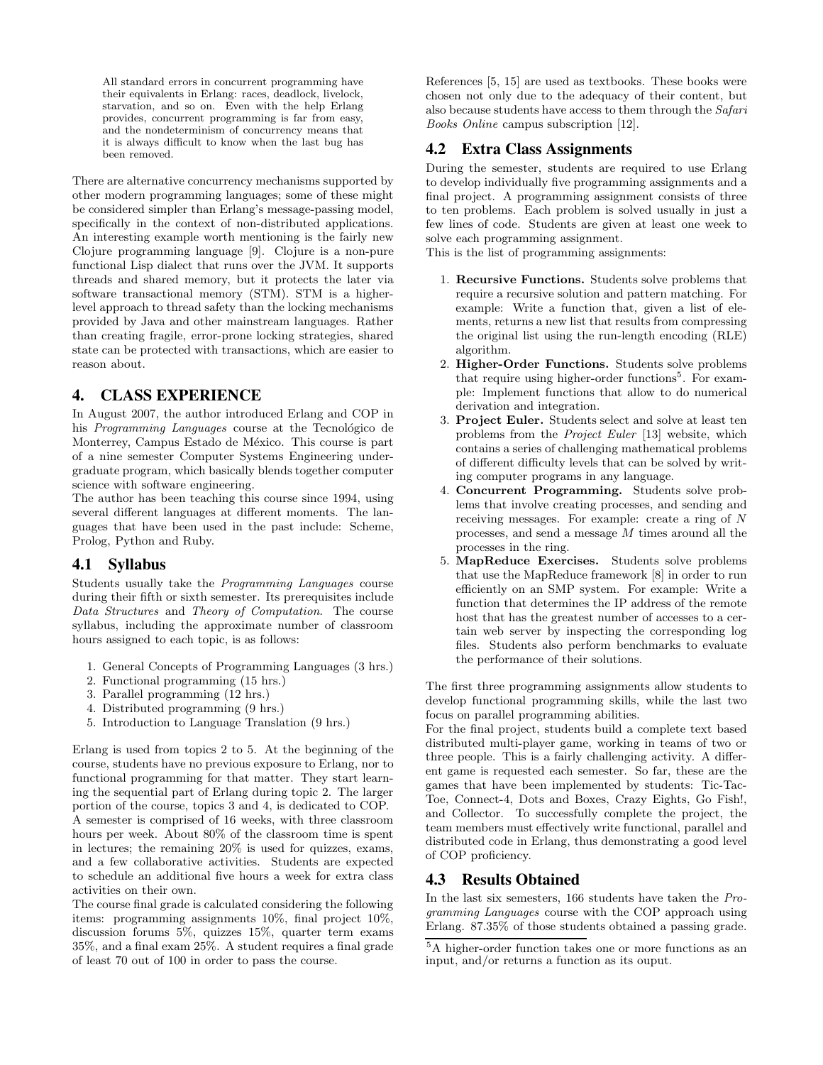> All standard errors in concurrent programming have their equivalents in Erlang: races, deadlock, livelock, starvation, and so on. Even with the help Erlang provides, concurrent programming is far from easy, and the nondeterminism of concurrency means that it is always difficult to know when the last bug has been removed.

There are alternative concurrency mechanisms supported by other modern programming languages; some of these might be considered simpler than Erlang's message-passing model, specifically in the context of non-distributed applications. An interesting example worth mentioning is the fairly new Clojure programming language [9]. Clojure is a non-pure functional Lisp dialect that runs over the JVM. It supports threads and shared memory, but it protects the later via software transactional memory (STM). STM is a higher-level approach to thread safety than the locking mechanisms provided by Java and other mainstream languages. Rather than creating fragile, error-prone locking strategies, shared state can be protected with transactions, which are easier to reason about.

# 4. CLASS EXPERIENCE

In August 2007, the author introduced Erlang and COP in his *Programming Languages* course at the Tecnológico de Monterrey, Campus Estado de México. This course is part of a nine semester Computer Systems Engineering undergraduate program, which basically blends together computer science with software engineering.

The author has been teaching this course since 1994, using several different languages at different moments. The languages that have been used in the past include: Scheme, Prolog, Python and Ruby.

## 4.1 Syllabus

Students usually take the *Programming Languages* course during their fifth or sixth semester. Its prerequisites include *Data Structures* and *Theory of Computation*. The course syllabus, including the approximate number of classroom hours assigned to each topic, is as follows:

1. General Concepts of Programming Languages (3 hrs.)
2. Functional programming (15 hrs.)
3. Parallel programming (12 hrs.)
4. Distributed programming (9 hrs.)
5. Introduction to Language Translation (9 hrs.)

Erlang is used from topics 2 to 5. At the beginning of the course, students have no previous exposure to Erlang, nor to functional programming for that matter. They start learning the sequential part of Erlang during topic 2. The larger portion of the course, topics 3 and 4, is dedicated to COP.

A semester is comprised of 16 weeks, with three classroom hours per week. About 80% of the classroom time is spent in lectures; the remaining 20% is used for quizzes, exams, and a few collaborative activities. Students are expected to schedule an additional five hours a week for extra class activities on their own.

The course final grade is calculated considering the following items: programming assignments 10%, final project 10%, discussion forums 5%, quizzes 15%, quarter term exams 35%, and a final exam 25%. A student requires a final grade of least 70 out of 100 in order to pass the course.

References [5, 15] are used as textbooks. These books were chosen not only due to the adequacy of their content, but also because students have access to them through the *Safari Books Online* campus subscription [12].

## 4.2 Extra Class Assignments

During the semester, students are required to use Erlang to develop individually five programming assignments and a final project. A programming assignment consists of three to ten problems. Each problem is solved usually in just a few lines of code. Students are given at least one week to solve each programming assignment.

This is the list of programming assignments:

1. **Recursive Functions.** Students solve problems that require a recursive solution and pattern matching. For example: Write a function that, given a list of elements, returns a new list that results from compressing the original list using the run-length encoding (RLE) algorithm.
2. **Higher-Order Functions.** Students solve problems that require using higher-order functions[5]. For example: Implement functions that allow to do numerical derivation and integration.
3. **Project Euler.** Students select and solve at least ten problems from the *Project Euler* [13] website, which contains a series of challenging mathematical problems of different difficulty levels that can be solved by writing computer programs in any language.
4. **Concurrent Programming.** Students solve problems that involve creating processes, and sending and receiving messages. For example: create a ring of $N$ processes, and send a message $M$ times around all the processes in the ring.
5. **MapReduce Exercises.** Students solve problems that use the MapReduce framework [8] in order to run efficiently on an SMP system. For example: Write a function that determines the IP address of the remote host that has the greatest number of accesses to a certain web server by inspecting the corresponding log files. Students also perform benchmarks to evaluate the performance of their solutions.

The first three programming assignments allow students to develop functional programming skills, while the last two focus on parallel programming abilities.

For the final project, students build a complete text based distributed multi-player game, working in teams of two or three people. This is a fairly challenging activity. A different game is requested each semester. So far, these are the games that have been implemented by students: Tic-Tac-Toe, Connect-4, Dots and Boxes, Crazy Eights, Go Fish!, and Collector. To successfully complete the project, the team members must effectively write functional, parallel and distributed code in Erlang, thus demonstrating a good level of COP proficiency.

## 4.3 Results Obtained

In the last six semesters, 166 students have taken the *Programming Languages* course with the COP approach using Erlang. 87.35% of those students obtained a passing grade.

[5] A higher-order function takes one or more functions as an input, and/or returns a function as its ouput.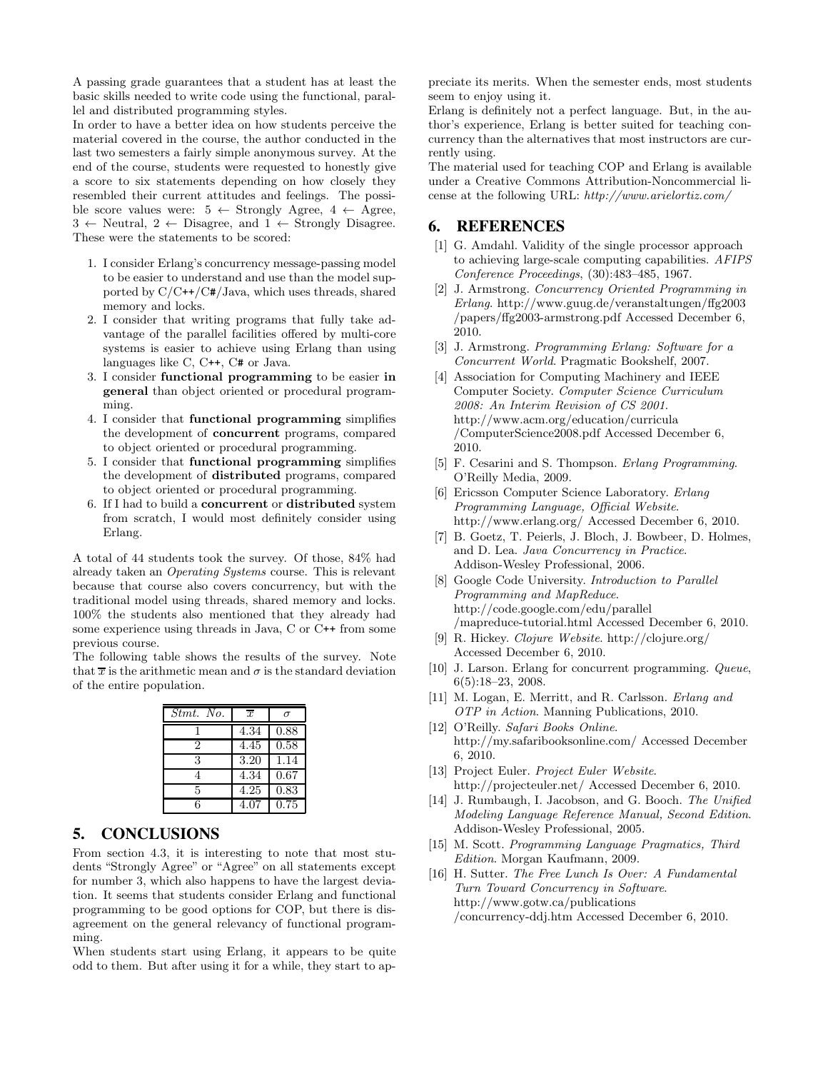A passing grade guarantees that a student has at least the basic skills needed to write code using the functional, parallel and distributed programming styles.

In order to have a better idea on how students perceive the material covered in the course, the author conducted in the last two semesters a fairly simple anonymous survey. At the end of the course, students were requested to honestly give a score to six statements depending on how closely they resembled their current attitudes and feelings. The possible score values were: $5 \leftarrow$ Strongly Agree, $4 \leftarrow$ Agree, $3 \leftarrow$ Neutral, $2 \leftarrow$ Disagree, and $1 \leftarrow$ Strongly Disagree. These were the statements to be scored:

1. I consider Erlang's concurrency message-passing model to be easier to understand and use than the model supported by C/C++/C#/Java, which uses threads, shared memory and locks.
2. I consider that writing programs that fully take advantage of the parallel facilities offered by multi-core systems is easier to achieve using Erlang than using languages like C, C++, C# or Java.
3. I consider **functional programming** to be easier **in general** than object oriented or procedural programming.
4. I consider that **functional programming** simplifies the development of **concurrent** programs, compared to object oriented or procedural programming.
5. I consider that **functional programming** simplifies the development of **distributed** programs, compared to object oriented or procedural programming.
6. If I had to build a **concurrent** or **distributed** system from scratch, I would most definitely consider using Erlang.

A total of 44 students took the survey. Of those, 84% had already taken an *Operating Systems* course. This is relevant because that course also covers concurrency, but with the traditional model using threads, shared memory and locks. 100% the students also mentioned that they already had some experience using threads in Java, C or C++ from some previous course.

The following table shows the results of the survey. Note that $\overline{x}$ is the arithmetic mean and $\sigma$ is the standard deviation of the entire population.

| *Stmt. No.* | $\overline{x}$ | $\sigma$ |
|---|---|---|
| 1 | 4.34 | 0.88 |
| 2 | 4.45 | 0.58 |
| 3 | 3.20 | 1.14 |
| 4 | 4.34 | 0.67 |
| 5 | 4.25 | 0.83 |
| 6 | 4.07 | 0.75 |

## 5. CONCLUSIONS

From section 4.3, it is interesting to note that most students "Strongly Agree" or "Agree" on all statements except for number 3, which also happens to have the largest deviation. It seems that students consider Erlang and functional programming to be good options for COP, but there is disagreement on the general relevancy of functional programming.

When students start using Erlang, it appears to be quite odd to them. But after using it for a while, they start to appreciate its merits. When the semester ends, most students seem to enjoy using it.

Erlang is definitely not a perfect language. But, in the author's experience, Erlang is better suited for teaching concurrency than the alternatives that most instructors are currently using.

The material used for teaching COP and Erlang is available under a Creative Commons Attribution-Noncommercial license at the following URL: *http://www.arielortiz.com/*

## 6. REFERENCES

[1] G. Amdahl. Validity of the single processor approach to achieving large-scale computing capabilities. *AFIPS Conference Proceedings*, (30):483–485, 1967.

[2] J. Armstrong. *Concurrency Oriented Programming in Erlang*. http://www.guug.de/veranstaltungen/ffg2003/papers/ffg2003-armstrong.pdf Accessed December 6, 2010.

[3] J. Armstrong. *Programming Erlang: Software for a Concurrent World*. Pragmatic Bookshelf, 2007.

[4] Association for Computing Machinery and IEEE Computer Society. *Computer Science Curriculum 2008: An Interim Revision of CS 2001*. http://www.acm.org/education/curricula/ComputerScience2008.pdf Accessed December 6, 2010.

[5] F. Cesarini and S. Thompson. *Erlang Programming*. O'Reilly Media, 2009.

[6] Ericsson Computer Science Laboratory. *Erlang Programming Language, Official Website*. http://www.erlang.org/ Accessed December 6, 2010.

[7] B. Goetz, T. Peierls, J. Bloch, J. Bowbeer, D. Holmes, and D. Lea. *Java Concurrency in Practice*. Addison-Wesley Professional, 2006.

[8] Google Code University. *Introduction to Parallel Programming and MapReduce*. http://code.google.com/edu/parallel/mapreduce-tutorial.html Accessed December 6, 2010.

[9] R. Hickey. *Clojure Website*. http://clojure.org/ Accessed December 6, 2010.

[10] J. Larson. Erlang for concurrent programming. *Queue*, 6(5):18–23, 2008.

[11] M. Logan, E. Merritt, and R. Carlsson. *Erlang and OTP in Action*. Manning Publications, 2010.

[12] O'Reilly. *Safari Books Online*. http://my.safaribooksonline.com/ Accessed December 6, 2010.

[13] Project Euler. *Project Euler Website*. http://projecteuler.net/ Accessed December 6, 2010.

[14] J. Rumbaugh, I. Jacobson, and G. Booch. *The Unified Modeling Language Reference Manual, Second Edition*. Addison-Wesley Professional, 2005.

[15] M. Scott. *Programming Language Pragmatics, Third Edition*. Morgan Kaufmann, 2009.

[16] H. Sutter. *The Free Lunch Is Over: A Fundamental Turn Toward Concurrency in Software*. http://www.gotw.ca/publications/concurrency-ddj.htm Accessed December 6, 2010.